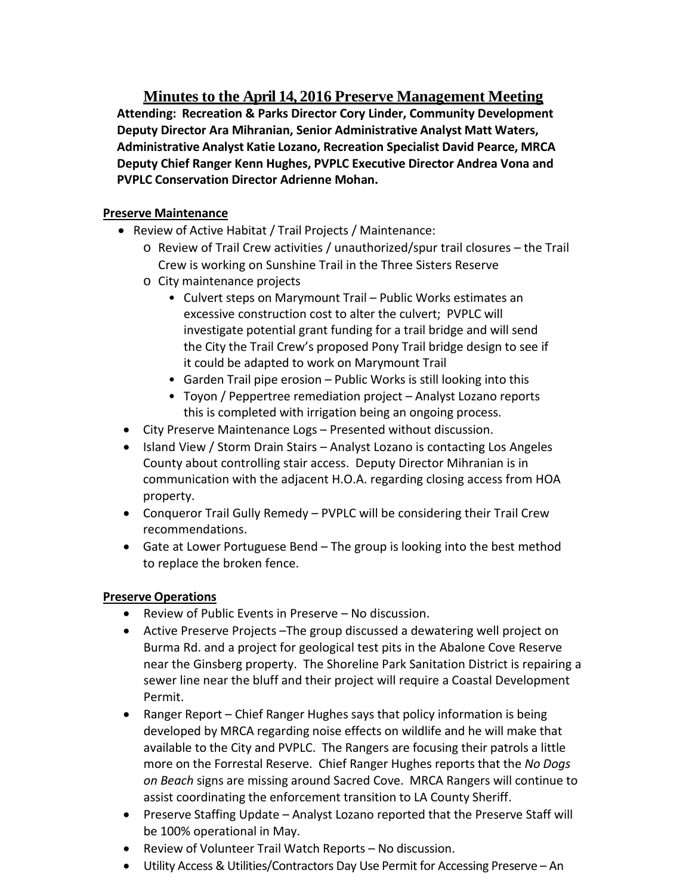# Minutes to the April 14, 2016 Preserve Management Meeting

**Attending: Recreation & Parks Director Cory Linder, Community Development Deputy Director Ara Mihranian, Senior Administrative Analyst Matt Waters, Administrative Analyst Katie Lozano, Recreation Specialist David Pearce, MRCA Deputy Chief Ranger Kenn Hughes, PVPLC Executive Director Andrea Vona and PVPLC Conservation Director Adrienne Mohan.**

## Preserve Maintenance

- Review of Active Habitat / Trail Projects / Maintenance:
  - Review of Trail Crew activities / unauthorized/spur trail closures – the Trail Crew is working on Sunshine Trail in the Three Sisters Reserve
  - City maintenance projects
    - Culvert steps on Marymount Trail – Public Works estimates an excessive construction cost to alter the culvert; PVPLC will investigate potential grant funding for a trail bridge and will send the City the Trail Crew's proposed Pony Trail bridge design to see if it could be adapted to work on Marymount Trail
    - Garden Trail pipe erosion – Public Works is still looking into this
    - Toyon / Peppertree remediation project – Analyst Lozano reports this is completed with irrigation being an ongoing process.
- City Preserve Maintenance Logs – Presented without discussion.
- Island View / Storm Drain Stairs – Analyst Lozano is contacting Los Angeles County about controlling stair access. Deputy Director Mihranian is in communication with the adjacent H.O.A. regarding closing access from HOA property.
- Conqueror Trail Gully Remedy – PVPLC will be considering their Trail Crew recommendations.
- Gate at Lower Portuguese Bend – The group is looking into the best method to replace the broken fence.

## Preserve Operations

- Review of Public Events in Preserve – No discussion.
- Active Preserve Projects –The group discussed a dewatering well project on Burma Rd. and a project for geological test pits in the Abalone Cove Reserve near the Ginsberg property. The Shoreline Park Sanitation District is repairing a sewer line near the bluff and their project will require a Coastal Development Permit.
- Ranger Report – Chief Ranger Hughes says that policy information is being developed by MRCA regarding noise effects on wildlife and he will make that available to the City and PVPLC. The Rangers are focusing their patrols a little more on the Forrestal Reserve. Chief Ranger Hughes reports that the *No Dogs on Beach* signs are missing around Sacred Cove. MRCA Rangers will continue to assist coordinating the enforcement transition to LA County Sheriff.
- Preserve Staffing Update – Analyst Lozano reported that the Preserve Staff will be 100% operational in May.
- Review of Volunteer Trail Watch Reports – No discussion.
- Utility Access & Utilities/Contractors Day Use Permit for Accessing Preserve – An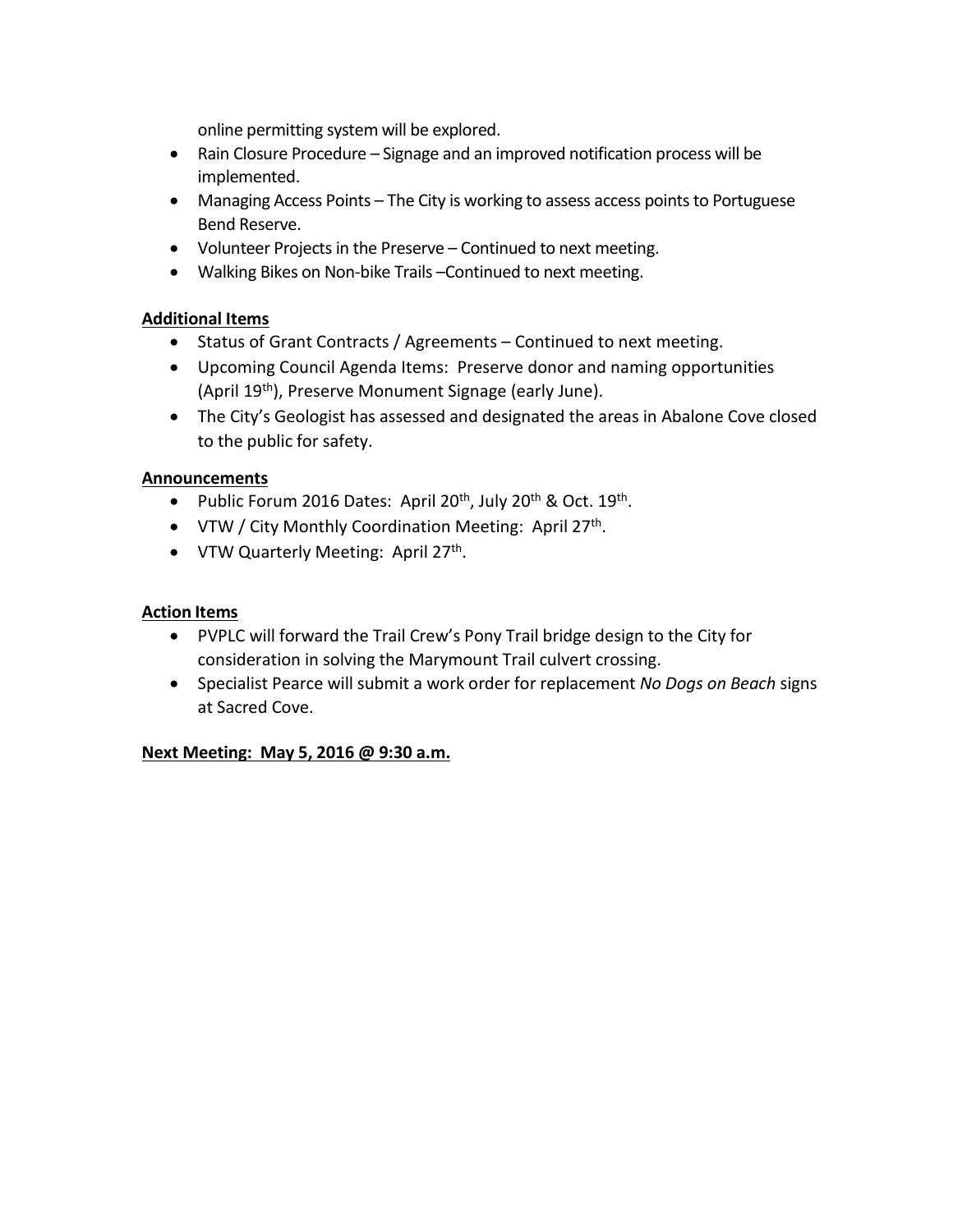online permitting system will be explored.

- Rain Closure Procedure – Signage and an improved notification process will be implemented.
- Managing Access Points – The City is working to assess access points to Portuguese Bend Reserve.
- Volunteer Projects in the Preserve – Continued to next meeting.
- Walking Bikes on Non-bike Trails –Continued to next meeting.

**Additional Items**

- Status of Grant Contracts / Agreements – Continued to next meeting.
- Upcoming Council Agenda Items: Preserve donor and naming opportunities (April 19th), Preserve Monument Signage (early June).
- The City's Geologist has assessed and designated the areas in Abalone Cove closed to the public for safety.

**Announcements**

- Public Forum 2016 Dates: April 20th, July 20th & Oct. 19th.
- VTW / City Monthly Coordination Meeting: April 27th.
- VTW Quarterly Meeting: April 27th.

**Action Items**

- PVPLC will forward the Trail Crew's Pony Trail bridge design to the City for consideration in solving the Marymount Trail culvert crossing.
- Specialist Pearce will submit a work order for replacement *No Dogs on Beach* signs at Sacred Cove.

**Next Meeting: May 5, 2016 @ 9:30 a.m.**